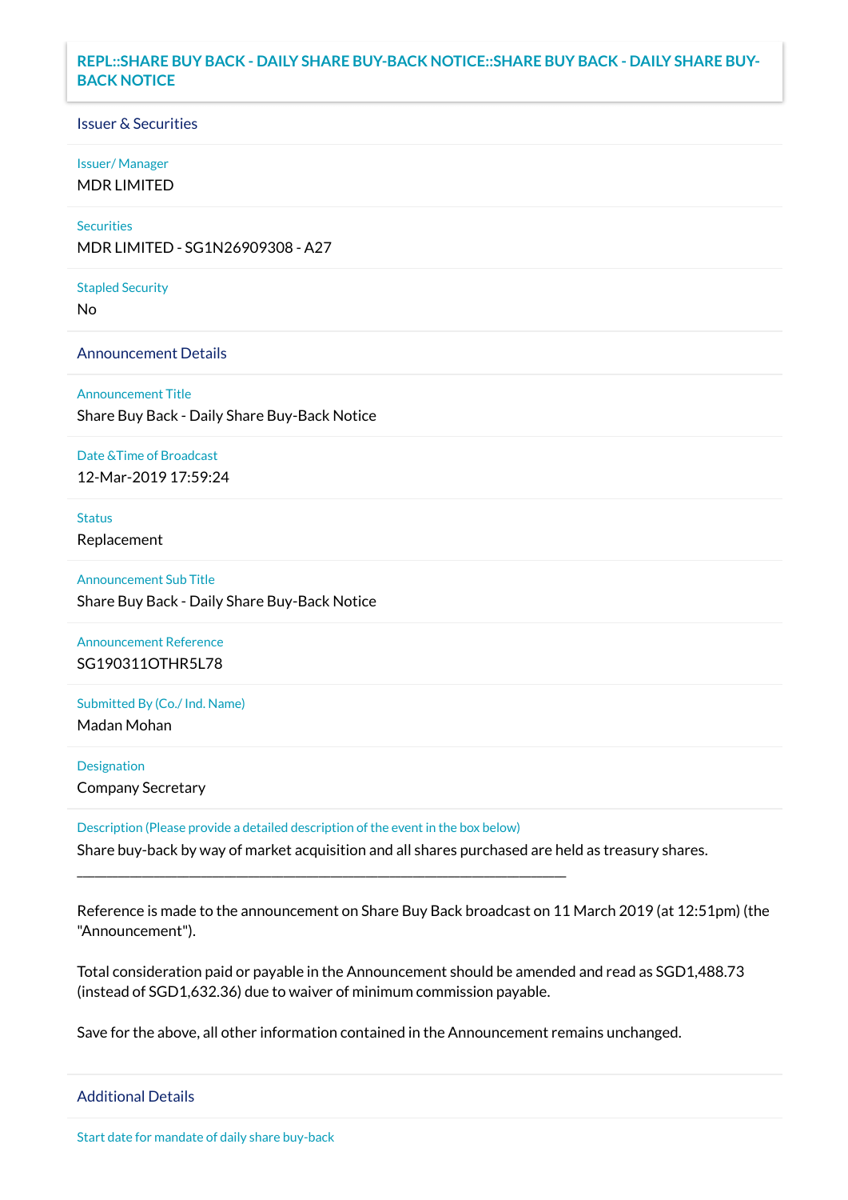# REPL::SHARE BUY BACK - DAILY SHARE BUY-BACK NOTICE::SHARE BUY BACK - DAILY SHARE BUY-BACK NOTICE

## Issuer & Securities

**Issuer/ Manager**

MDR LIMITED

**Securities**

MDR LIMITED - SG1N26909308 - A27

**Stapled Security**

No

## Announcement Details

**Announcement Title**

Share Buy Back - Daily Share Buy-Back Notice

**Date &Time of Broadcast**

12-Mar-2019 17:59:24

**Status**

Replacement

**Announcement Sub Title**

Share Buy Back - Daily Share Buy-Back Notice

**Announcement Reference**

SG190311OTHR5L78

**Submitted By (Co./ Ind. Name)**

Madan Mohan

**Designation**

Company Secretary

**Description (Please provide a detailed description of the event in the box below)**

Share buy-back by way of market acquisition and all shares purchased are held as treasury shares.

---

Reference is made to the announcement on Share Buy Back broadcast on 11 March 2019 (at 12:51pm) (the "Announcement").

Total consideration paid or payable in the Announcement should be amended and read as SGD1,488.73 (instead of SGD1,632.36) due to waiver of minimum commission payable.

Save for the above, all other information contained in the Announcement remains unchanged.

## Additional Details

**Start date for mandate of daily share buy-back**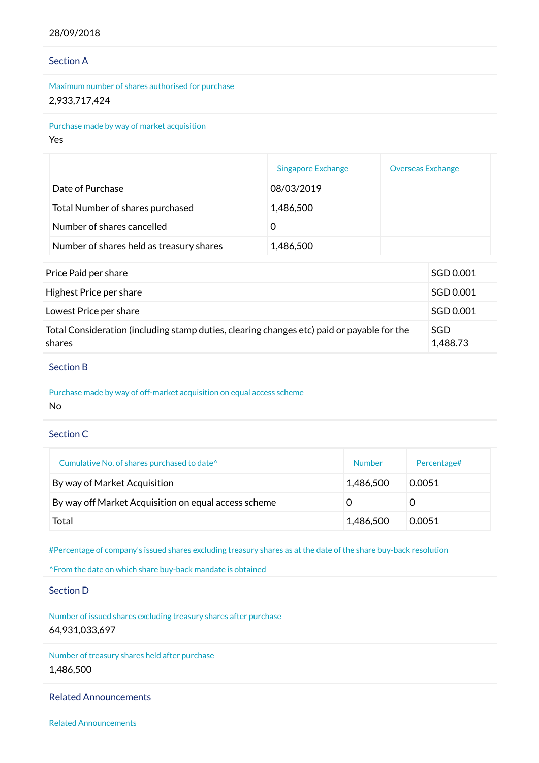28/09/2018

## Section A

Maximum number of shares authorised for purchase

2,933,717,424

Purchase made by way of market acquisition

Yes

| | Singapore Exchange | Overseas Exchange |
|---|---|---|
| Date of Purchase | 08/03/2019 | |
| Total Number of shares purchased | 1,486,500 | |
| Number of shares cancelled | 0 | |
| Number of shares held as treasury shares | 1,486,500 | |

| | |
|---|---|
| Price Paid per share | SGD 0.001 |
| Highest Price per share | SGD 0.001 |
| Lowest Price per share | SGD 0.001 |
| Total Consideration (including stamp duties, clearing changes etc) paid or payable for the shares | SGD 1,488.73 |

## Section B

Purchase made by way of off-market acquisition on equal access scheme

No

## Section C

| Cumulative No. of shares purchased to date^ | Number | Percentage# |
|---|---|---|
| By way of Market Acquisition | 1,486,500 | 0.0051 |
| By way off Market Acquisition on equal access scheme | 0 | 0 |
| Total | 1,486,500 | 0.0051 |

#Percentage of company's issued shares excluding treasury shares as at the date of the share buy-back resolution

^From the date on which share buy-back mandate is obtained

## Section D

Number of issued shares excluding treasury shares after purchase

64,931,033,697

Number of treasury shares held after purchase

1,486,500

## Related Announcements

Related Announcements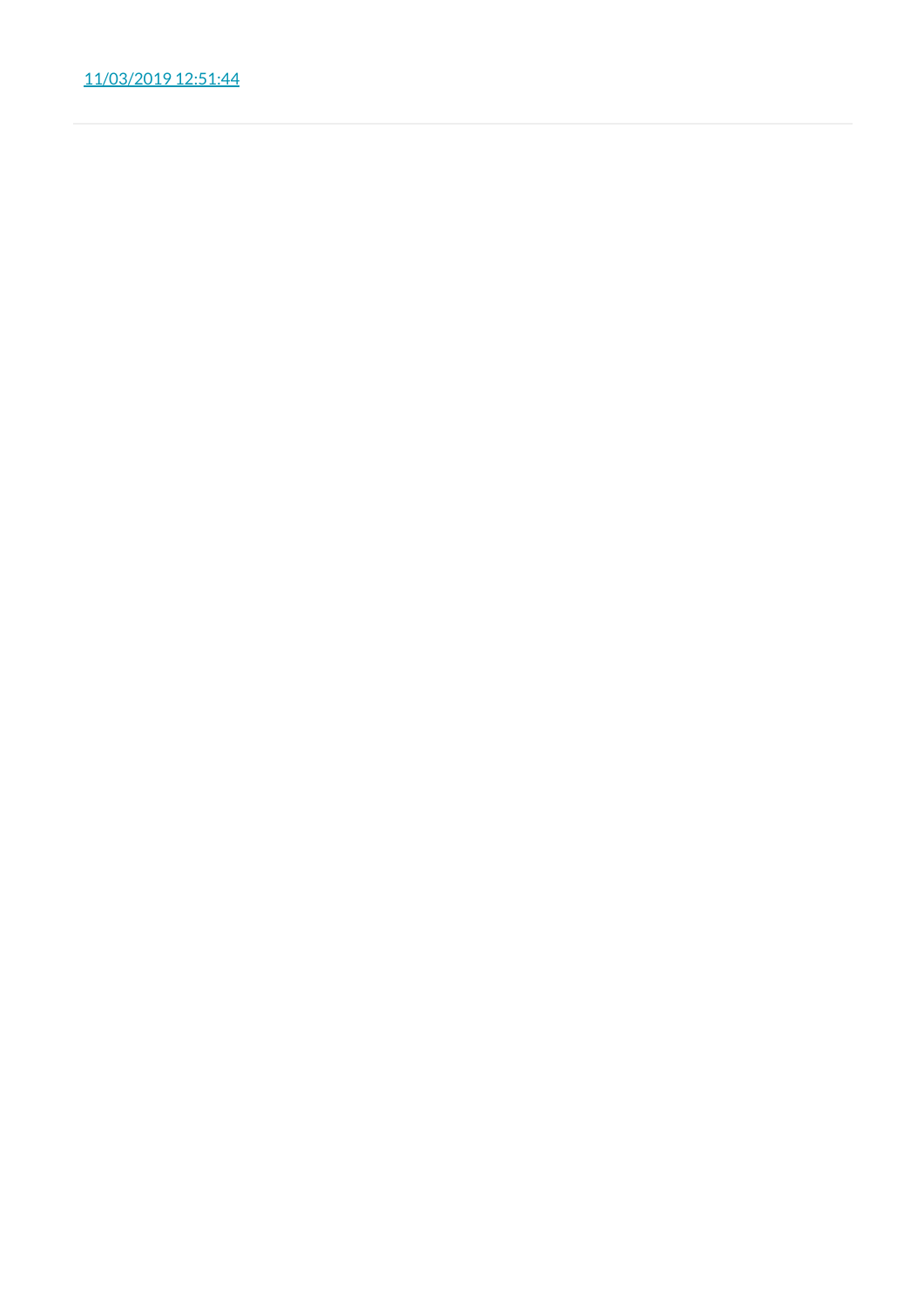[11/03/2019 12:51:44]

---